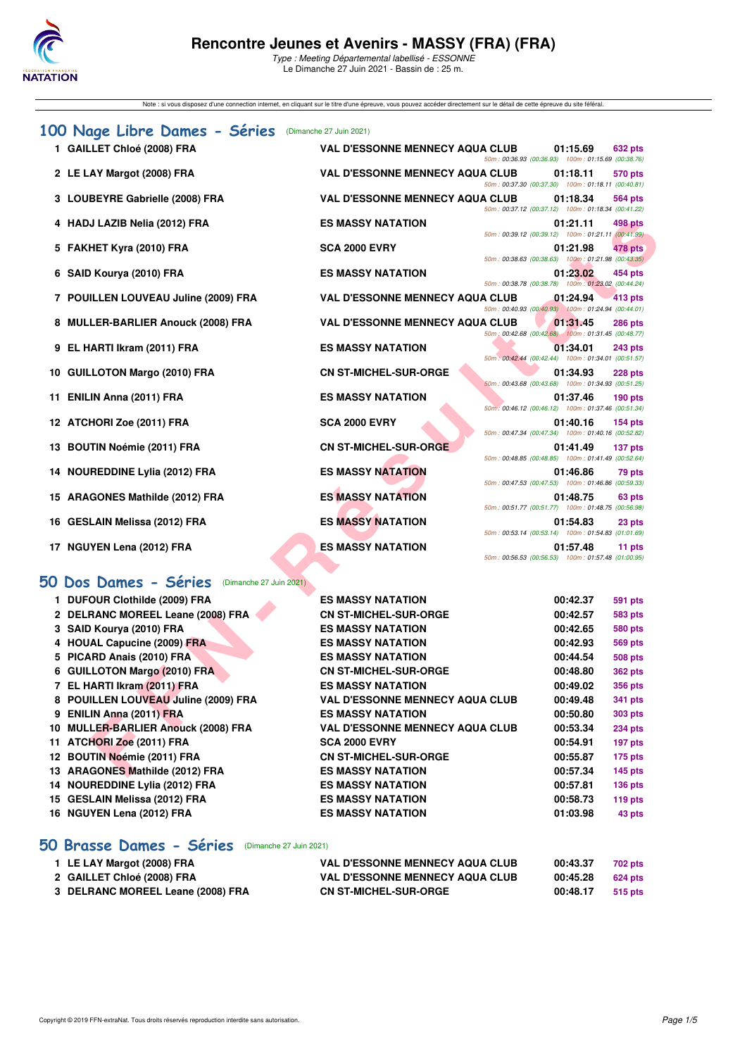# Rencontre Jeunes et Avenirs - MASSY (FRA) (FRA)

*Type : Meeting Départemental labellisé - ESSONNE*
Le Dimanche 27 Juin 2021 - Bassin de : 25 m.

Note : si vous disposez d'une connection internet, en cliquant sur le titre d'une épreuve, vous pouvez accéder directement sur le détail de cette épreuve du site féféral.

## 100 Nage Libre Dames - Séries (Dimanche 27 Juin 2021)

| Rang | Nom | Club | Temps | Points | Splits |
|---|---|---|---|---|---|
| 1 | GAILLET Chloé (2008) FRA | VAL D'ESSONNE MENNECY AQUA CLUB | 01:15.69 | 632 pts | 50m : 00:36.93 (00:36.93) 100m : 01:15.69 (00:38.76) |
| 2 | LE LAY Margot (2008) FRA | VAL D'ESSONNE MENNECY AQUA CLUB | 01:18.11 | 570 pts | 50m : 00:37.30 (00:37.30) 100m : 01:18.11 (00:40.81) |
| 3 | LOUBEYRE Gabrielle (2008) FRA | VAL D'ESSONNE MENNECY AQUA CLUB | 01:18.34 | 564 pts | 50m : 00:37.12 (00:37.12) 100m : 01:18.34 (00:41.22) |
| 4 | HADJ LAZIB Nelia (2012) FRA | ES MASSY NATATION | 01:21.11 | 498 pts | 50m : 00:39.12 (00:39.12) 100m : 01:21.11 (00:41.99) |
| 5 | FAKHET Kyra (2010) FRA | SCA 2000 EVRY | 01:21.98 | 478 pts | 50m : 00:38.63 (00:38.63) 100m : 01:21.98 (00:43.35) |
| 6 | SAID Kourya (2010) FRA | ES MASSY NATATION | 01:23.02 | 454 pts | 50m : 00:38.78 (00:38.78) 100m : 01:23.02 (00:44.24) |
| 7 | POUILLEN LOUVEAU Juline (2009) FRA | VAL D'ESSONNE MENNECY AQUA CLUB | 01:24.94 | 413 pts | 50m : 00:40.93 (00:40.93) 100m : 01:24.94 (00:44.01) |
| 8 | MULLER-BARLIER Anouck (2008) FRA | VAL D'ESSONNE MENNECY AQUA CLUB | 01:31.45 | 286 pts | 50m : 00:42.68 (00:42.68) 100m : 01:31.45 (00:48.77) |
| 9 | EL HARTI Ikram (2011) FRA | ES MASSY NATATION | 01:34.01 | 243 pts | 50m : 00:42.44 (00:42.44) 100m : 01:34.01 (00:51.57) |
| 10 | GUILLOTON Margo (2010) FRA | CN ST-MICHEL-SUR-ORGE | 01:34.93 | 228 pts | 50m : 00:43.68 (00:43.68) 100m : 01:34.93 (00:51.25) |
| 11 | ENILIN Anna (2011) FRA | ES MASSY NATATION | 01:37.46 | 190 pts | 50m : 00:46.12 (00:46.12) 100m : 01:37.46 (00:51.34) |
| 12 | ATCHORI Zoe (2011) FRA | SCA 2000 EVRY | 01:40.16 | 154 pts | 50m : 00:47.34 (00:47.34) 100m : 01:40.16 (00:52.82) |
| 13 | BOUTIN Noémie (2011) FRA | CN ST-MICHEL-SUR-ORGE | 01:41.49 | 137 pts | 50m : 00:48.85 (00:48.85) 100m : 01:41.49 (00:52.64) |
| 14 | NOUREDDINE Lylia (2012) FRA | ES MASSY NATATION | 01:46.86 | 79 pts | 50m : 00:47.53 (00:47.53) 100m : 01:46.86 (00:59.33) |
| 15 | ARAGONES Mathilde (2012) FRA | ES MASSY NATATION | 01:48.75 | 63 pts | 50m : 00:51.77 (00:51.77) 100m : 01:48.75 (00:56.98) |
| 16 | GESLAIN Melissa (2012) FRA | ES MASSY NATATION | 01:54.83 | 23 pts | 50m : 00:53.14 (00:53.14) 100m : 01:54.83 (01:01.69) |
| 17 | NGUYEN Lena (2012) FRA | ES MASSY NATATION | 01:57.48 | 11 pts | 50m : 00:56.53 (00:56.53) 100m : 01:57.48 (01:00.95) |

## 50 Dos Dames - Séries (Dimanche 27 Juin 2021)

| Rang | Nom | Club | Temps | Points |
|---|---|---|---|---|
| 1 | DUFOUR Clothilde (2009) FRA | ES MASSY NATATION | 00:42.37 | 591 pts |
| 2 | DELRANC MOREEL Leane (2008) FRA | CN ST-MICHEL-SUR-ORGE | 00:42.57 | 583 pts |
| 3 | SAID Kourya (2010) FRA | ES MASSY NATATION | 00:42.65 | 580 pts |
| 4 | HOUAL Capucine (2009) FRA | ES MASSY NATATION | 00:42.93 | 569 pts |
| 5 | PICARD Anais (2010) FRA | ES MASSY NATATION | 00:44.54 | 508 pts |
| 6 | GUILLOTON Margo (2010) FRA | CN ST-MICHEL-SUR-ORGE | 00:48.80 | 362 pts |
| 7 | EL HARTI Ikram (2011) FRA | ES MASSY NATATION | 00:49.02 | 356 pts |
| 8 | POUILLEN LOUVEAU Juline (2009) FRA | VAL D'ESSONNE MENNECY AQUA CLUB | 00:49.48 | 341 pts |
| 9 | ENILIN Anna (2011) FRA | ES MASSY NATATION | 00:50.80 | 303 pts |
| 10 | MULLER-BARLIER Anouck (2008) FRA | VAL D'ESSONNE MENNECY AQUA CLUB | 00:53.34 | 234 pts |
| 11 | ATCHORI Zoe (2011) FRA | SCA 2000 EVRY | 00:54.91 | 197 pts |
| 12 | BOUTIN Noémie (2011) FRA | CN ST-MICHEL-SUR-ORGE | 00:55.87 | 175 pts |
| 13 | ARAGONES Mathilde (2012) FRA | ES MASSY NATATION | 00:57.34 | 145 pts |
| 14 | NOUREDDINE Lylia (2012) FRA | ES MASSY NATATION | 00:57.81 | 136 pts |
| 15 | GESLAIN Melissa (2012) FRA | ES MASSY NATATION | 00:58.73 | 119 pts |
| 16 | NGUYEN Lena (2012) FRA | ES MASSY NATATION | 01:03.98 | 43 pts |

## 50 Brasse Dames - Séries (Dimanche 27 Juin 2021)

| Rang | Nom | Club | Temps | Points |
|---|---|---|---|---|
| 1 | LE LAY Margot (2008) FRA | VAL D'ESSONNE MENNECY AQUA CLUB | 00:43.37 | 702 pts |
| 2 | GAILLET Chloé (2008) FRA | VAL D'ESSONNE MENNECY AQUA CLUB | 00:45.28 | 624 pts |
| 3 | DELRANC MOREEL Leane (2008) FRA | CN ST-MICHEL-SUR-ORGE | 00:48.17 | 515 pts |

Copyright © 2019 FFN-extraNat. Tous droits réservés reproduction interdite sans autorisation.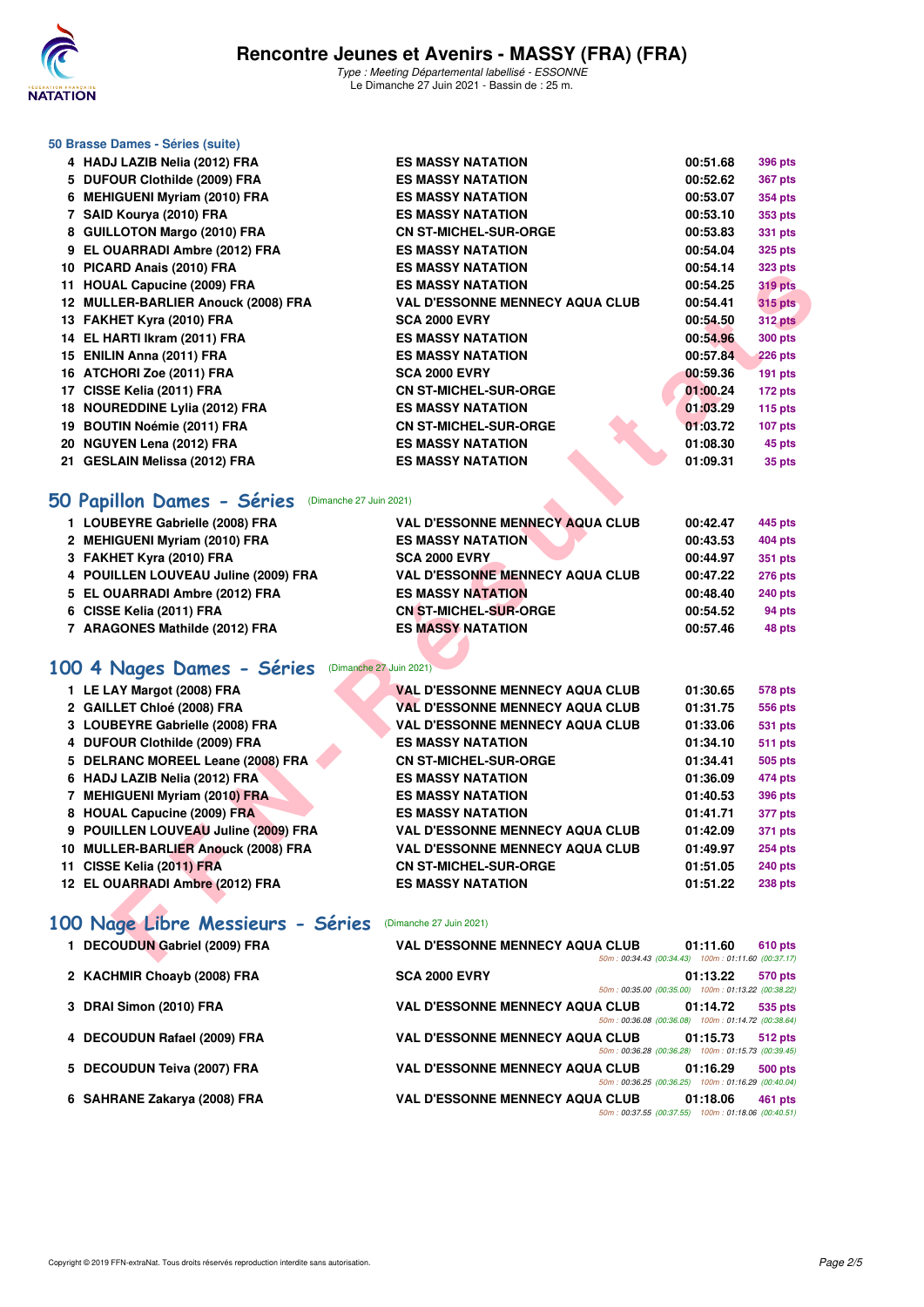# Rencontre Jeunes et Avenirs - MASSY (FRA) (FRA)

Type : Meeting Départemental labellisé - ESSONNE
Le Dimanche 27 Juin 2021 - Bassin de : 25 m.

### 50 Brasse Dames - Séries (suite)

| | | | | |
|---|---|---|---|---|
| 4 | HADJ LAZIB Nelia (2012) FRA | ES MASSY NATATION | 00:51.68 | 396 pts |
| 5 | DUFOUR Clothilde (2009) FRA | ES MASSY NATATION | 00:52.62 | 367 pts |
| 6 | MEHIGUENI Myriam (2010) FRA | ES MASSY NATATION | 00:53.07 | 354 pts |
| 7 | SAID Kourya (2010) FRA | ES MASSY NATATION | 00:53.10 | 353 pts |
| 8 | GUILLOTON Margo (2010) FRA | CN ST-MICHEL-SUR-ORGE | 00:53.83 | 331 pts |
| 9 | EL OUARRADI Ambre (2012) FRA | ES MASSY NATATION | 00:54.04 | 325 pts |
| 10 | PICARD Anais (2010) FRA | ES MASSY NATATION | 00:54.14 | 323 pts |
| 11 | HOUAL Capucine (2009) FRA | ES MASSY NATATION | 00:54.25 | 319 pts |
| 12 | MULLER-BARLIER Anouck (2008) FRA | VAL D'ESSONNE MENNECY AQUA CLUB | 00:54.41 | 315 pts |
| 13 | FAKHET Kyra (2010) FRA | SCA 2000 EVRY | 00:54.50 | 312 pts |
| 14 | EL HARTI Ikram (2011) FRA | ES MASSY NATATION | 00:54.96 | 300 pts |
| 15 | ENILIN Anna (2011) FRA | ES MASSY NATATION | 00:57.84 | 226 pts |
| 16 | ATCHORI Zoe (2011) FRA | SCA 2000 EVRY | 00:59.36 | 191 pts |
| 17 | CISSE Kelia (2011) FRA | CN ST-MICHEL-SUR-ORGE | 01:00.24 | 172 pts |
| 18 | NOUREDDINE Lylia (2012) FRA | ES MASSY NATATION | 01:03.29 | 115 pts |
| 19 | BOUTIN Noémie (2011) FRA | CN ST-MICHEL-SUR-ORGE | 01:03.72 | 107 pts |
| 20 | NGUYEN Lena (2012) FRA | ES MASSY NATATION | 01:08.30 | 45 pts |
| 21 | GESLAIN Melissa (2012) FRA | ES MASSY NATATION | 01:09.31 | 35 pts |

## 50 Papillon Dames - Séries (Dimanche 27 Juin 2021)

| | | | | |
|---|---|---|---|---|
| 1 | LOUBEYRE Gabrielle (2008) FRA | VAL D'ESSONNE MENNECY AQUA CLUB | 00:42.47 | 445 pts |
| 2 | MEHIGUENI Myriam (2010) FRA | ES MASSY NATATION | 00:43.53 | 404 pts |
| 3 | FAKHET Kyra (2010) FRA | SCA 2000 EVRY | 00:44.97 | 351 pts |
| 4 | POUILLEN LOUVEAU Juline (2009) FRA | VAL D'ESSONNE MENNECY AQUA CLUB | 00:47.22 | 276 pts |
| 5 | EL OUARRADI Ambre (2012) FRA | ES MASSY NATATION | 00:48.40 | 240 pts |
| 6 | CISSE Kelia (2011) FRA | CN ST-MICHEL-SUR-ORGE | 00:54.52 | 94 pts |
| 7 | ARAGONES Mathilde (2012) FRA | ES MASSY NATATION | 00:57.46 | 48 pts |

## 100 4 Nages Dames - Séries (Dimanche 27 Juin 2021)

| | | | | |
|---|---|---|---|---|
| 1 | LE LAY Margot (2008) FRA | VAL D'ESSONNE MENNECY AQUA CLUB | 01:30.65 | 578 pts |
| 2 | GAILLET Chloé (2008) FRA | VAL D'ESSONNE MENNECY AQUA CLUB | 01:31.75 | 556 pts |
| 3 | LOUBEYRE Gabrielle (2008) FRA | VAL D'ESSONNE MENNECY AQUA CLUB | 01:33.06 | 531 pts |
| 4 | DUFOUR Clothilde (2009) FRA | ES MASSY NATATION | 01:34.10 | 511 pts |
| 5 | DELRANC MOREEL Leane (2008) FRA | CN ST-MICHEL-SUR-ORGE | 01:34.41 | 505 pts |
| 6 | HADJ LAZIB Nelia (2012) FRA | ES MASSY NATATION | 01:36.09 | 474 pts |
| 7 | MEHIGUENI Myriam (2010) FRA | ES MASSY NATATION | 01:40.53 | 396 pts |
| 8 | HOUAL Capucine (2009) FRA | ES MASSY NATATION | 01:41.71 | 377 pts |
| 9 | POUILLEN LOUVEAU Juline (2009) FRA | VAL D'ESSONNE MENNECY AQUA CLUB | 01:42.09 | 371 pts |
| 10 | MULLER-BARLIER Anouck (2008) FRA | VAL D'ESSONNE MENNECY AQUA CLUB | 01:49.97 | 254 pts |
| 11 | CISSE Kelia (2011) FRA | CN ST-MICHEL-SUR-ORGE | 01:51.05 | 240 pts |
| 12 | EL OUARRADI Ambre (2012) FRA | ES MASSY NATATION | 01:51.22 | 238 pts |

## 100 Nage Libre Messieurs - Séries (Dimanche 27 Juin 2021)

| | | | | | |
|---|---|---|---|---|---|
| 1 | DECOUDUN Gabriel (2009) FRA | VAL D'ESSONNE MENNECY AQUA CLUB | 01:11.60 | 610 pts | 50m : 00:34.43 (00:34.43) 100m : 01:11.60 (00:37.17) |
| 2 | KACHMIR Choayb (2008) FRA | SCA 2000 EVRY | 01:13.22 | 570 pts | 50m : 00:35.00 (00:35.00) 100m : 01:13.22 (00:38.22) |
| 3 | DRAI Simon (2010) FRA | VAL D'ESSONNE MENNECY AQUA CLUB | 01:14.72 | 535 pts | 50m : 00:36.08 (00:36.08) 100m : 01:14.72 (00:38.64) |
| 4 | DECOUDUN Rafael (2009) FRA | VAL D'ESSONNE MENNECY AQUA CLUB | 01:15.73 | 512 pts | 50m : 00:36.28 (00:36.28) 100m : 01:15.73 (00:39.45) |
| 5 | DECOUDUN Teiva (2007) FRA | VAL D'ESSONNE MENNECY AQUA CLUB | 01:16.29 | 500 pts | 50m : 00:36.25 (00:36.25) 100m : 01:16.29 (00:40.04) |
| 6 | SAHRANE Zakarya (2008) FRA | VAL D'ESSONNE MENNECY AQUA CLUB | 01:18.06 | 461 pts | 50m : 00:37.55 (00:37.55) 100m : 01:18.06 (00:40.51) |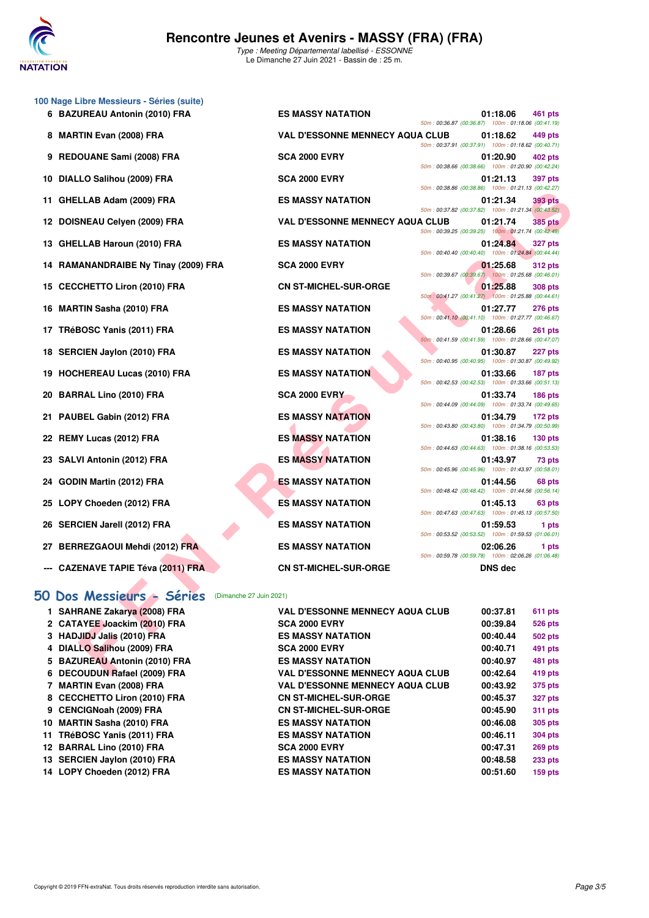# Rencontre Jeunes et Avenirs - MASSY (FRA) (FRA)

*Type : Meeting Départemental labellisé - ESSONNE*
Le Dimanche 27 Juin 2021 - Bassin de : 25 m.

### 100 Nage Libre Messieurs - Séries (suite)

| Pl. | Nom | Club | Temps | Points | Splits |
|---|---|---|---|---|---|
| 6 | BAZUREAU Antonin (2010) FRA | ES MASSY NATATION | 01:18.06 | 461 pts | 50m : 00:36.87 (00:36.87) 100m : 01:18.06 (00:41.19) |
| 8 | MARTIN Evan (2008) FRA | VAL D'ESSONNE MENNECY AQUA CLUB | 01:18.62 | 449 pts | 50m : 00:37.91 (00:37.91) 100m : 01:18.62 (00:40.71) |
| 9 | REDOUANE Sami (2008) FRA | SCA 2000 EVRY | 01:20.90 | 402 pts | 50m : 00:38.66 (00:38.66) 100m : 01:20.90 (00:42.24) |
| 10 | DIALLO Salihou (2009) FRA | SCA 2000 EVRY | 01:21.13 | 397 pts | 50m : 00:38.86 (00:38.86) 100m : 01:21.13 (00:42.27) |
| 11 | GHELLAB Adam (2009) FRA | ES MASSY NATATION | 01:21.34 | 393 pts | 50m : 00:37.82 (00:37.82) 100m : 01:21.34 (00:43.52) |
| 12 | DOISNEAU Celyen (2009) FRA | VAL D'ESSONNE MENNECY AQUA CLUB | 01:21.74 | 385 pts | 50m : 00:39.25 (00:39.25) 100m : 01:21.74 (00:42.49) |
| 13 | GHELLAB Haroun (2010) FRA | ES MASSY NATATION | 01:24.84 | 327 pts | 50m : 00:40.40 (00:40.40) 100m : 01:24.84 (00:44.44) |
| 14 | RAMANANDRAIBE Ny Tinay (2009) FRA | SCA 2000 EVRY | 01:25.68 | 312 pts | 50m : 00:39.67 (00:39.67) 100m : 01:25.68 (00:46.01) |
| 15 | CECCHETTO Liron (2010) FRA | CN ST-MICHEL-SUR-ORGE | 01:25.88 | 308 pts | 50m : 00:41.27 (00:41.27) 100m : 01:25.88 (00:44.61) |
| 16 | MARTIN Sasha (2010) FRA | ES MASSY NATATION | 01:27.77 | 276 pts | 50m : 00:41.10 (00:41.10) 100m : 01:27.77 (00:46.67) |
| 17 | TRéBOSC Yanis (2011) FRA | ES MASSY NATATION | 01:28.66 | 261 pts | 50m : 00:41.59 (00:41.59) 100m : 01:28.66 (00:47.07) |
| 18 | SERCIEN Jaylon (2010) FRA | ES MASSY NATATION | 01:30.87 | 227 pts | 50m : 00:40.95 (00:40.95) 100m : 01:30.87 (00:49.92) |
| 19 | HOCHEREAU Lucas (2010) FRA | ES MASSY NATATION | 01:33.66 | 187 pts | 50m : 00:42.53 (00:42.53) 100m : 01:33.66 (00:51.13) |
| 20 | BARRAL Lino (2010) FRA | SCA 2000 EVRY | 01:33.74 | 186 pts | 50m : 00:44.09 (00:44.09) 100m : 01:33.74 (00:49.65) |
| 21 | PAUBEL Gabin (2012) FRA | ES MASSY NATATION | 01:34.79 | 172 pts | 50m : 00:43.80 (00:43.80) 100m : 01:34.79 (00:50.99) |
| 22 | REMY Lucas (2012) FRA | ES MASSY NATATION | 01:38.16 | 130 pts | 50m : 00:44.63 (00:44.63) 100m : 01:38.16 (00:53.53) |
| 23 | SALVI Antonin (2012) FRA | ES MASSY NATATION | 01:43.97 | 73 pts | 50m : 00:45.96 (00:45.96) 100m : 01:43.97 (00:58.01) |
| 24 | GODIN Martin (2012) FRA | ES MASSY NATATION | 01:44.56 | 68 pts | 50m : 00:48.42 (00:48.42) 100m : 01:44.56 (00:56.14) |
| 25 | LOPY Choeden (2012) FRA | ES MASSY NATATION | 01:45.13 | 63 pts | 50m : 00:47.63 (00:47.63) 100m : 01:45.13 (00:57.50) |
| 26 | SERCIEN Jarell (2012) FRA | ES MASSY NATATION | 01:59.53 | 1 pts | 50m : 00:53.52 (00:53.52) 100m : 01:59.53 (01:06.01) |
| 27 | BERREZGAOUI Mehdi (2012) FRA | ES MASSY NATATION | 02:06.26 | 1 pts | 50m : 00:59.78 (00:59.78) 100m : 02:06.26 (01:06.48) |
| --- | CAZENAVE TAPIE Téva (2011) FRA | CN ST-MICHEL-SUR-ORGE | DNS dec | | |

## 50 Dos Messieurs - Séries (Dimanche 27 Juin 2021)

| Pl. | Nom | Club | Temps | Points |
|---|---|---|---|---|
| 1 | SAHRANE Zakarya (2008) FRA | VAL D'ESSONNE MENNECY AQUA CLUB | 00:37.81 | 611 pts |
| 2 | CATAYEE Joackim (2010) FRA | SCA 2000 EVRY | 00:39.84 | 526 pts |
| 3 | HADJIDJ Jalis (2010) FRA | ES MASSY NATATION | 00:40.44 | 502 pts |
| 4 | DIALLO Salihou (2009) FRA | SCA 2000 EVRY | 00:40.71 | 491 pts |
| 5 | BAZUREAU Antonin (2010) FRA | ES MASSY NATATION | 00:40.97 | 481 pts |
| 6 | DECOUDUN Rafael (2009) FRA | VAL D'ESSONNE MENNECY AQUA CLUB | 00:42.64 | 419 pts |
| 7 | MARTIN Evan (2008) FRA | VAL D'ESSONNE MENNECY AQUA CLUB | 00:43.92 | 375 pts |
| 8 | CECCHETTO Liron (2010) FRA | CN ST-MICHEL-SUR-ORGE | 00:45.37 | 327 pts |
| 9 | CENCIGNoah (2009) FRA | CN ST-MICHEL-SUR-ORGE | 00:45.90 | 311 pts |
| 10 | MARTIN Sasha (2010) FRA | ES MASSY NATATION | 00:46.08 | 305 pts |
| 11 | TRéBOSC Yanis (2011) FRA | ES MASSY NATATION | 00:46.11 | 304 pts |
| 12 | BARRAL Lino (2010) FRA | SCA 2000 EVRY | 00:47.31 | 269 pts |
| 13 | SERCIEN Jaylon (2010) FRA | ES MASSY NATATION | 00:48.58 | 233 pts |
| 14 | LOPY Choeden (2012) FRA | ES MASSY NATATION | 00:51.60 | 159 pts |

Copyright © 2019 FFN-extraNat. Tous droits réservés reproduction interdite sans autorisation.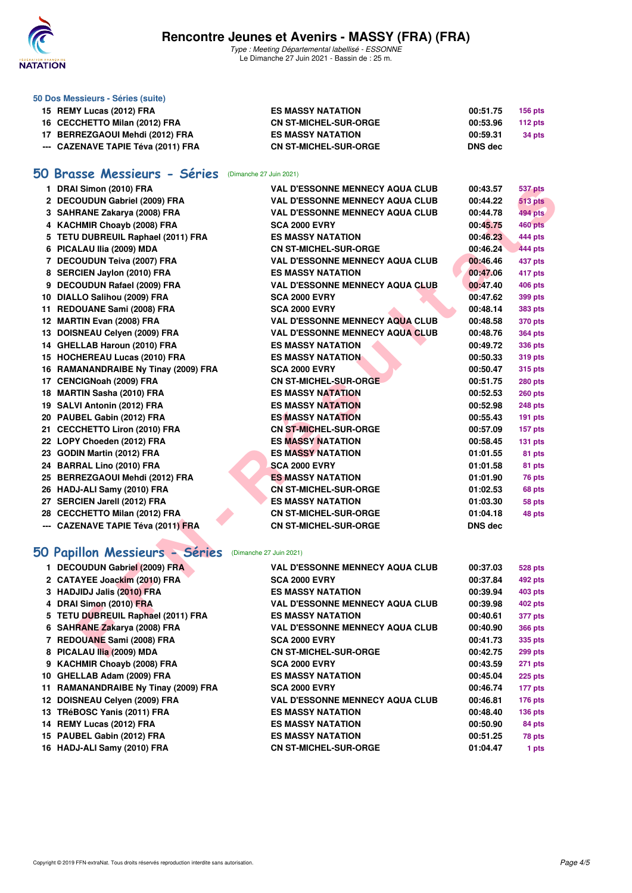# Rencontre Jeunes et Avenirs - MASSY (FRA) (FRA)

*Type : Meeting Départemental labellisé - ESSONNE*
Le Dimanche 27 Juin 2021 - Bassin de : 25 m.

### 50 Dos Messieurs - Séries (suite)

| | | | | |
|---|---|---|---|---|
| 15 | REMY Lucas (2012) FRA | ES MASSY NATATION | 00:51.75 | 156 pts |
| 16 | CECCHETTO Milan (2012) FRA | CN ST-MICHEL-SUR-ORGE | 00:53.96 | 112 pts |
| 17 | BERREZGAOUI Mehdi (2012) FRA | ES MASSY NATATION | 00:59.31 | 34 pts |
| --- | CAZENAVE TAPIE Téva (2011) FRA | CN ST-MICHEL-SUR-ORGE | DNS dec | |

## 50 Brasse Messieurs - Séries (Dimanche 27 Juin 2021)

| | | | | |
|---|---|---|---|---|
| 1 | DRAI Simon (2010) FRA | VAL D'ESSONNE MENNECY AQUA CLUB | 00:43.57 | 537 pts |
| 2 | DECOUDUN Gabriel (2009) FRA | VAL D'ESSONNE MENNECY AQUA CLUB | 00:44.22 | 513 pts |
| 3 | SAHRANE Zakarya (2008) FRA | VAL D'ESSONNE MENNECY AQUA CLUB | 00:44.78 | 494 pts |
| 4 | KACHMIR Choayb (2008) FRA | SCA 2000 EVRY | 00:45.75 | 460 pts |
| 5 | TETU DUBREUIL Raphael (2011) FRA | ES MASSY NATATION | 00:46.23 | 444 pts |
| 6 | PICALAU Ilia (2009) MDA | CN ST-MICHEL-SUR-ORGE | 00:46.24 | 444 pts |
| 7 | DECOUDUN Teiva (2007) FRA | VAL D'ESSONNE MENNECY AQUA CLUB | 00:46.46 | 437 pts |
| 8 | SERCIEN Jaylon (2010) FRA | ES MASSY NATATION | 00:47.06 | 417 pts |
| 9 | DECOUDUN Rafael (2009) FRA | VAL D'ESSONNE MENNECY AQUA CLUB | 00:47.40 | 406 pts |
| 10 | DIALLO Salihou (2009) FRA | SCA 2000 EVRY | 00:47.62 | 399 pts |
| 11 | REDOUANE Sami (2008) FRA | SCA 2000 EVRY | 00:48.14 | 383 pts |
| 12 | MARTIN Evan (2008) FRA | VAL D'ESSONNE MENNECY AQUA CLUB | 00:48.58 | 370 pts |
| 13 | DOISNEAU Celyen (2009) FRA | VAL D'ESSONNE MENNECY AQUA CLUB | 00:48.76 | 364 pts |
| 14 | GHELLAB Haroun (2010) FRA | ES MASSY NATATION | 00:49.72 | 336 pts |
| 15 | HOCHEREAU Lucas (2010) FRA | ES MASSY NATATION | 00:50.33 | 319 pts |
| 16 | RAMANANDRAIBE Ny Tinay (2009) FRA | SCA 2000 EVRY | 00:50.47 | 315 pts |
| 17 | CENCIGNoah (2009) FRA | CN ST-MICHEL-SUR-ORGE | 00:51.75 | 280 pts |
| 18 | MARTIN Sasha (2010) FRA | ES MASSY NATATION | 00:52.53 | 260 pts |
| 19 | SALVI Antonin (2012) FRA | ES MASSY NATATION | 00:52.98 | 248 pts |
| 20 | PAUBEL Gabin (2012) FRA | ES MASSY NATATION | 00:55.43 | 191 pts |
| 21 | CECCHETTO Liron (2010) FRA | CN ST-MICHEL-SUR-ORGE | 00:57.09 | 157 pts |
| 22 | LOPY Choeden (2012) FRA | ES MASSY NATATION | 00:58.45 | 131 pts |
| 23 | GODIN Martin (2012) FRA | ES MASSY NATATION | 01:01.55 | 81 pts |
| 24 | BARRAL Lino (2010) FRA | SCA 2000 EVRY | 01:01.58 | 81 pts |
| 25 | BERREZGAOUI Mehdi (2012) FRA | ES MASSY NATATION | 01:01.90 | 76 pts |
| 26 | HADJ-ALI Samy (2010) FRA | CN ST-MICHEL-SUR-ORGE | 01:02.53 | 68 pts |
| 27 | SERCIEN Jarell (2012) FRA | ES MASSY NATATION | 01:03.30 | 58 pts |
| 28 | CECCHETTO Milan (2012) FRA | CN ST-MICHEL-SUR-ORGE | 01:04.18 | 48 pts |
| --- | CAZENAVE TAPIE Téva (2011) FRA | CN ST-MICHEL-SUR-ORGE | DNS dec | |

## 50 Papillon Messieurs - Séries (Dimanche 27 Juin 2021)

| | | | | |
|---|---|---|---|---|
| 1 | DECOUDUN Gabriel (2009) FRA | VAL D'ESSONNE MENNECY AQUA CLUB | 00:37.03 | 528 pts |
| 2 | CATAYEE Joackim (2010) FRA | SCA 2000 EVRY | 00:37.84 | 492 pts |
| 3 | HADJIDJ Jalis (2010) FRA | ES MASSY NATATION | 00:39.94 | 403 pts |
| 4 | DRAI Simon (2010) FRA | VAL D'ESSONNE MENNECY AQUA CLUB | 00:39.98 | 402 pts |
| 5 | TETU DUBREUIL Raphael (2011) FRA | ES MASSY NATATION | 00:40.61 | 377 pts |
| 6 | SAHRANE Zakarya (2008) FRA | VAL D'ESSONNE MENNECY AQUA CLUB | 00:40.90 | 366 pts |
| 7 | REDOUANE Sami (2008) FRA | SCA 2000 EVRY | 00:41.73 | 335 pts |
| 8 | PICALAU Ilia (2009) MDA | CN ST-MICHEL-SUR-ORGE | 00:42.75 | 299 pts |
| 9 | KACHMIR Choayb (2008) FRA | SCA 2000 EVRY | 00:43.59 | 271 pts |
| 10 | GHELLAB Adam (2009) FRA | ES MASSY NATATION | 00:45.04 | 225 pts |
| 11 | RAMANANDRAIBE Ny Tinay (2009) FRA | SCA 2000 EVRY | 00:46.74 | 177 pts |
| 12 | DOISNEAU Celyen (2009) FRA | VAL D'ESSONNE MENNECY AQUA CLUB | 00:46.81 | 176 pts |
| 13 | TRéBOSC Yanis (2011) FRA | ES MASSY NATATION | 00:48.40 | 136 pts |
| 14 | REMY Lucas (2012) FRA | ES MASSY NATATION | 00:50.90 | 84 pts |
| 15 | PAUBEL Gabin (2012) FRA | ES MASSY NATATION | 00:51.25 | 78 pts |
| 16 | HADJ-ALI Samy (2010) FRA | CN ST-MICHEL-SUR-ORGE | 01:04.47 | 1 pts |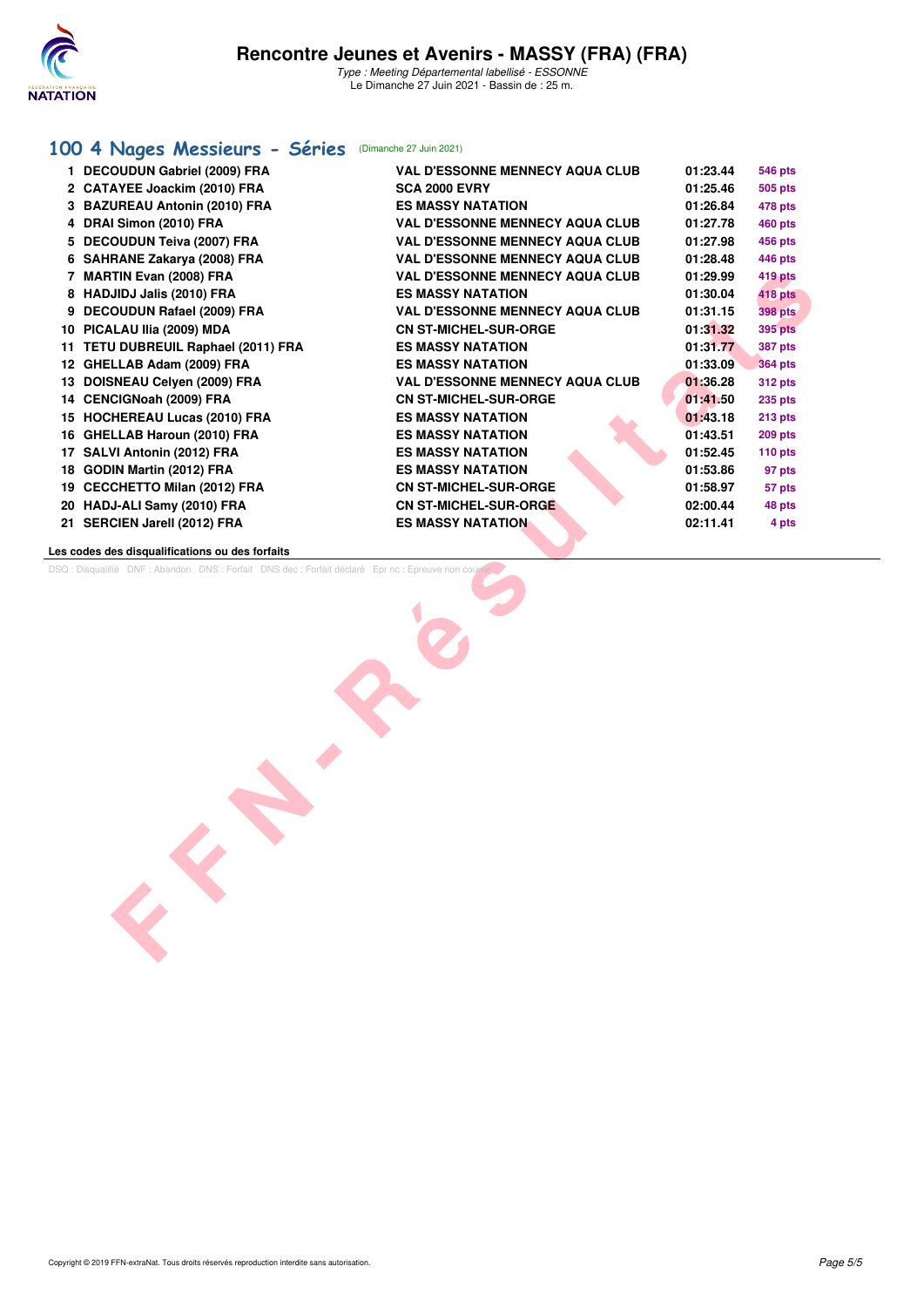# Rencontre Jeunes et Avenirs - MASSY (FRA) (FRA)

*Type : Meeting Départemental labellisé - ESSONNE*
Le Dimanche 27 Juin 2021 - Bassin de : 25 m.

## 100 4 Nages Messieurs - Séries (Dimanche 27 Juin 2021)

| | | | | |
|---|---|---|---|---|
| 1 | DECOUDUN Gabriel (2009) FRA | VAL D'ESSONNE MENNECY AQUA CLUB | 01:23.44 | 546 pts |
| 2 | CATAYEE Joackim (2010) FRA | SCA 2000 EVRY | 01:25.46 | 505 pts |
| 3 | BAZUREAU Antonin (2010) FRA | ES MASSY NATATION | 01:26.84 | 478 pts |
| 4 | DRAI Simon (2010) FRA | VAL D'ESSONNE MENNECY AQUA CLUB | 01:27.78 | 460 pts |
| 5 | DECOUDUN Teiva (2007) FRA | VAL D'ESSONNE MENNECY AQUA CLUB | 01:27.98 | 456 pts |
| 6 | SAHRANE Zakarya (2008) FRA | VAL D'ESSONNE MENNECY AQUA CLUB | 01:28.48 | 446 pts |
| 7 | MARTIN Evan (2008) FRA | VAL D'ESSONNE MENNECY AQUA CLUB | 01:29.99 | 419 pts |
| 8 | HADJIDJ Jalis (2010) FRA | ES MASSY NATATION | 01:30.04 | 418 pts |
| 9 | DECOUDUN Rafael (2009) FRA | VAL D'ESSONNE MENNECY AQUA CLUB | 01:31.15 | 398 pts |
| 10 | PICALAU Ilia (2009) MDA | CN ST-MICHEL-SUR-ORGE | 01:31.32 | 395 pts |
| 11 | TETU DUBREUIL Raphael (2011) FRA | ES MASSY NATATION | 01:31.77 | 387 pts |
| 12 | GHELLAB Adam (2009) FRA | ES MASSY NATATION | 01:33.09 | 364 pts |
| 13 | DOISNEAU Celyen (2009) FRA | VAL D'ESSONNE MENNECY AQUA CLUB | 01:36.28 | 312 pts |
| 14 | CENCIGNoah (2009) FRA | CN ST-MICHEL-SUR-ORGE | 01:41.50 | 235 pts |
| 15 | HOCHEREAU Lucas (2010) FRA | ES MASSY NATATION | 01:43.18 | 213 pts |
| 16 | GHELLAB Haroun (2010) FRA | ES MASSY NATATION | 01:43.51 | 209 pts |
| 17 | SALVI Antonin (2012) FRA | ES MASSY NATATION | 01:52.45 | 110 pts |
| 18 | GODIN Martin (2012) FRA | ES MASSY NATATION | 01:53.86 | 97 pts |
| 19 | CECCHETTO Milan (2012) FRA | CN ST-MICHEL-SUR-ORGE | 01:58.97 | 57 pts |
| 20 | HADJ-ALI Samy (2010) FRA | CN ST-MICHEL-SUR-ORGE | 02:00.44 | 48 pts |
| 21 | SERCIEN Jarell (2012) FRA | ES MASSY NATATION | 02:11.41 | 4 pts |

**Les codes des disqualifications ou des forfaits**

DSQ : Disqualifié DNF : Abandon DNS : Forfait DNS dec : Forfait déclaré Epr nc : Epreuve non courue

Copyright © 2019 FFN-extraNat. Tous droits réservés reproduction interdite sans autorisation.